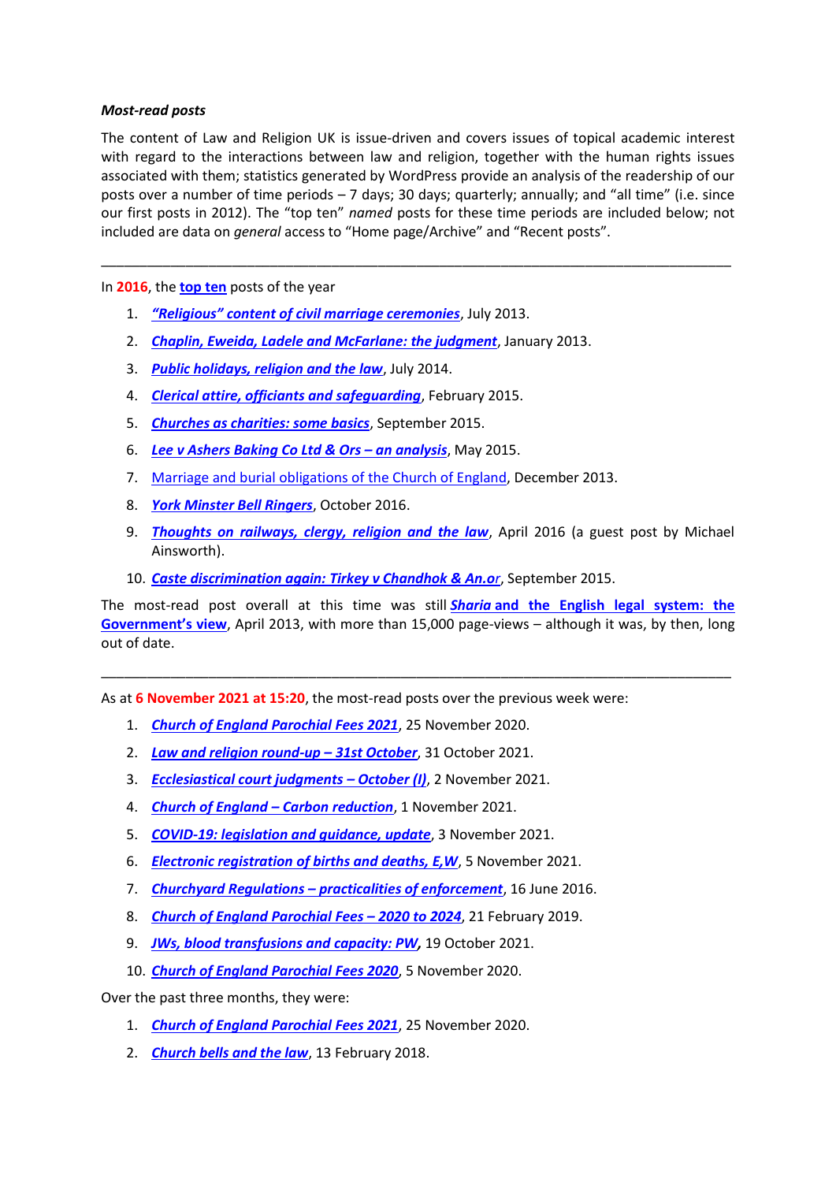***Most-read posts***

The content of Law and Religion UK is issue-driven and covers issues of topical academic interest with regard to the interactions between law and religion, together with the human rights issues associated with them; statistics generated by WordPress provide an analysis of the readership of our posts over a number of time periods – 7 days; 30 days; quarterly; annually; and "all time" (i.e. since our first posts in 2012). The "top ten" *named* posts for these time periods are included below; not included are data on *general* access to "Home page/Archive" and "Recent posts".

---

In **2016**, the **top ten** posts of the year

1. ***"Religious" content of civil marriage ceremonies***, July 2013.
2. ***Chaplin, Eweida, Ladele and McFarlane: the judgment***, January 2013.
3. ***Public holidays, religion and the law***, July 2014.
4. ***Clerical attire, officiants and safeguarding***, February 2015.
5. ***Churches as charities: some basics***, September 2015.
6. ***Lee v Ashers Baking Co Ltd & Ors – an analysis***, May 2015.
7. Marriage and burial obligations of the Church of England, December 2013.
8. ***York Minster Bell Ringers***, October 2016.
9. ***Thoughts on railways, clergy, religion and the law***, April 2016 (a guest post by Michael Ainsworth).
10. ***Caste discrimination again: Tirkey v Chandhok & An.or***, September 2015.

The most-read post overall at this time was still ***Sharia* and the English legal system: the Government's view**, April 2013, with more than 15,000 page-views – although it was, by then, long out of date.

---

As at **6 November 2021 at 15:20**, the most-read posts over the previous week were:

1. ***Church of England Parochial Fees 2021***, 25 November 2020.
2. ***Law and religion round-up – 31st October***, 31 October 2021.
3. ***Ecclesiastical court judgments – October (I)***, 2 November 2021.
4. ***Church of England – Carbon reduction***, 1 November 2021.
5. ***COVID-19: legislation and guidance, update***, 3 November 2021.
6. ***Electronic registration of births and deaths, E,W***, 5 November 2021.
7. ***Churchyard Regulations – practicalities of enforcement***, 16 June 2016.
8. ***Church of England Parochial Fees – 2020 to 2024***, 21 February 2019.
9. ***JWs, blood transfusions and capacity: PW,*** 19 October 2021.
10. ***Church of England Parochial Fees 2020***, 5 November 2020.

Over the past three months, they were:

1. ***Church of England Parochial Fees 2021***, 25 November 2020.
2. ***Church bells and the law***, 13 February 2018.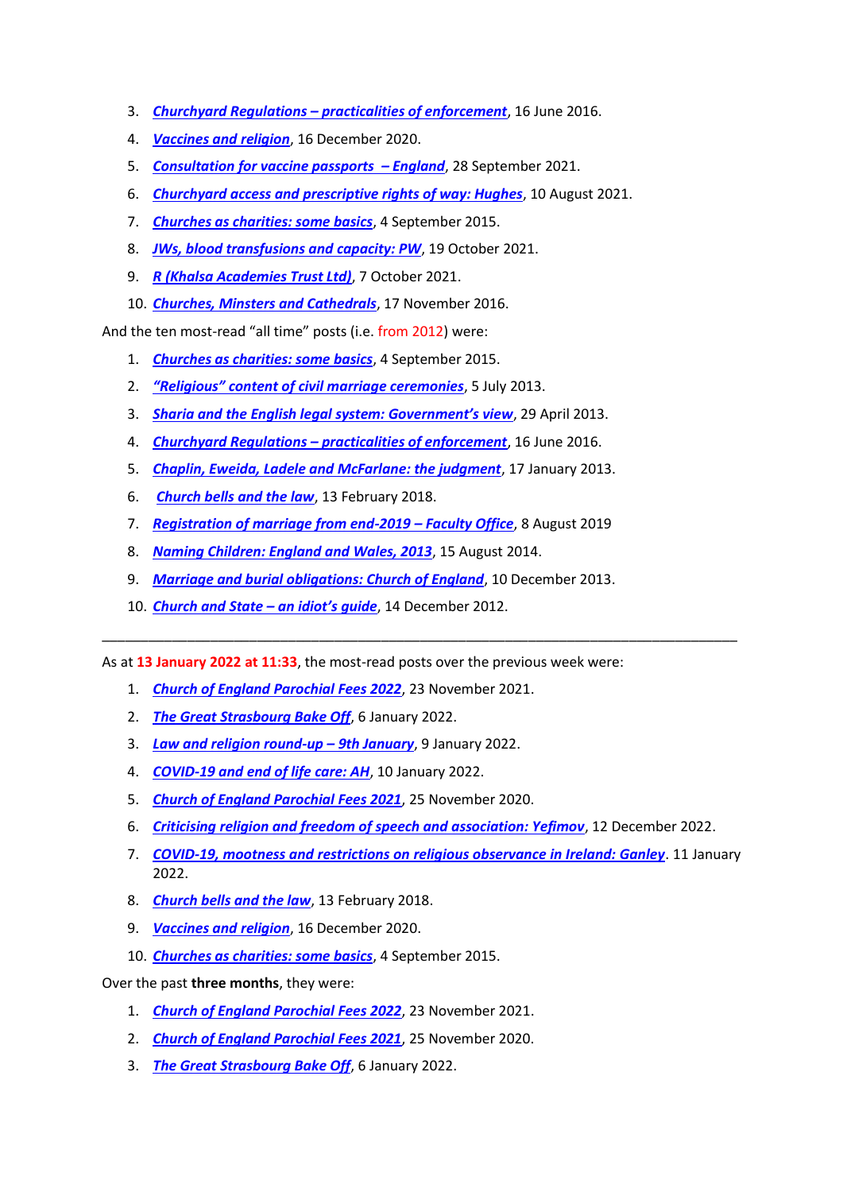3. ***Churchyard Regulations – practicalities of enforcement***, 16 June 2016.
4. ***Vaccines and religion***, 16 December 2020.
5. ***Consultation for vaccine passports – England***, 28 September 2021.
6. ***Churchyard access and prescriptive rights of way: Hughes***, 10 August 2021.
7. ***Churches as charities: some basics***, 4 September 2015.
8. ***JWs, blood transfusions and capacity: PW***, 19 October 2021.
9. ***R (Khalsa Academies Trust Ltd)***, 7 October 2021.
10. ***Churches, Minsters and Cathedrals***, 17 November 2016.

And the ten most-read "all time" posts (i.e. from 2012) were:

1. ***Churches as charities: some basics***, 4 September 2015.
2. ***"Religious" content of civil marriage ceremonies***, 5 July 2013.
3. ***Sharia and the English legal system: Government's view***, 29 April 2013.
4. ***Churchyard Regulations – practicalities of enforcement***, 16 June 2016.
5. ***Chaplin, Eweida, Ladele and McFarlane: the judgment***, 17 January 2013.
6. ***Church bells and the law***, 13 February 2018.
7. ***Registration of marriage from end-2019 – Faculty Office***, 8 August 2019
8. ***Naming Children: England and Wales, 2013***, 15 August 2014.
9. ***Marriage and burial obligations: Church of England***, 10 December 2013.
10. ***Church and State – an idiot's guide***, 14 December 2012.

---

As at **13 January 2022 at 11:33**, the most-read posts over the previous week were:

1. ***Church of England Parochial Fees 2022***, 23 November 2021.
2. ***The Great Strasbourg Bake Off***, 6 January 2022.
3. ***Law and religion round-up – 9th January***, 9 January 2022.
4. ***COVID-19 and end of life care: AH***, 10 January 2022.
5. ***Church of England Parochial Fees 2021***, 25 November 2020.
6. ***Criticising religion and freedom of speech and association: Yefimov***, 12 December 2022.
7. ***COVID-19, mootness and restrictions on religious observance in Ireland: Ganley***. 11 January 2022.
8. ***Church bells and the law***, 13 February 2018.
9. ***Vaccines and religion***, 16 December 2020.
10. ***Churches as charities: some basics***, 4 September 2015.

Over the past **three months**, they were:

1. ***Church of England Parochial Fees 2022***, 23 November 2021.
2. ***Church of England Parochial Fees 2021***, 25 November 2020.
3. ***The Great Strasbourg Bake Off***, 6 January 2022.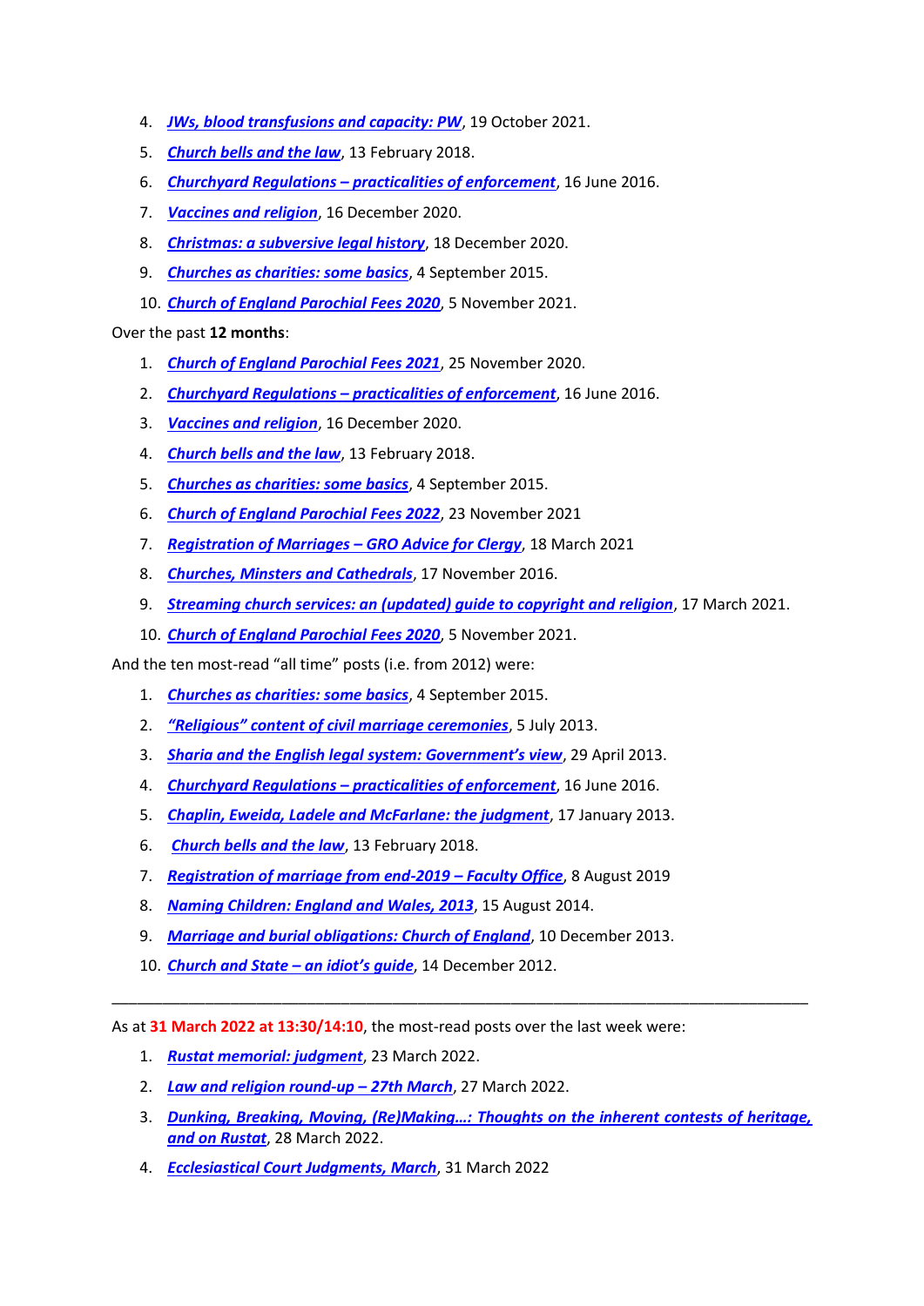4. ***JWs, blood transfusions and capacity: PW***, 19 October 2021.
5. ***Church bells and the law***, 13 February 2018.
6. ***Churchyard Regulations – practicalities of enforcement***, 16 June 2016.
7. ***Vaccines and religion***, 16 December 2020.
8. ***Christmas: a subversive legal history***, 18 December 2020.
9. ***Churches as charities: some basics***, 4 September 2015.
10. ***Church of England Parochial Fees 2020***, 5 November 2021.

Over the past **12 months**:

1. ***Church of England Parochial Fees 2021***, 25 November 2020.
2. ***Churchyard Regulations – practicalities of enforcement***, 16 June 2016.
3. ***Vaccines and religion***, 16 December 2020.
4. ***Church bells and the law***, 13 February 2018.
5. ***Churches as charities: some basics***, 4 September 2015.
6. ***Church of England Parochial Fees 2022***, 23 November 2021
7. ***Registration of Marriages – GRO Advice for Clergy***, 18 March 2021
8. ***Churches, Minsters and Cathedrals***, 17 November 2016.
9. ***Streaming church services: an (updated) guide to copyright and religion***, 17 March 2021.
10. ***Church of England Parochial Fees 2020***, 5 November 2021.

And the ten most-read "all time" posts (i.e. from 2012) were:

1. ***Churches as charities: some basics***, 4 September 2015.
2. ***"Religious" content of civil marriage ceremonies***, 5 July 2013.
3. ***Sharia and the English legal system: Government's view***, 29 April 2013.
4. ***Churchyard Regulations – practicalities of enforcement***, 16 June 2016.
5. ***Chaplin, Eweida, Ladele and McFarlane: the judgment***, 17 January 2013.
6. ***Church bells and the law***, 13 February 2018.
7. ***Registration of marriage from end-2019 – Faculty Office***, 8 August 2019
8. ***Naming Children: England and Wales, 2013***, 15 August 2014.
9. ***Marriage and burial obligations: Church of England***, 10 December 2013.
10. ***Church and State – an idiot's guide***, 14 December 2012.

---

As at **31 March 2022 at 13:30/14:10**, the most-read posts over the last week were:

1. ***Rustat memorial: judgment***, 23 March 2022.
2. ***Law and religion round-up – 27th March***, 27 March 2022.
3. ***Dunking, Breaking, Moving, (Re)Making…: Thoughts on the inherent contests of heritage, and on Rustat***, 28 March 2022.
4. ***Ecclesiastical Court Judgments, March***, 31 March 2022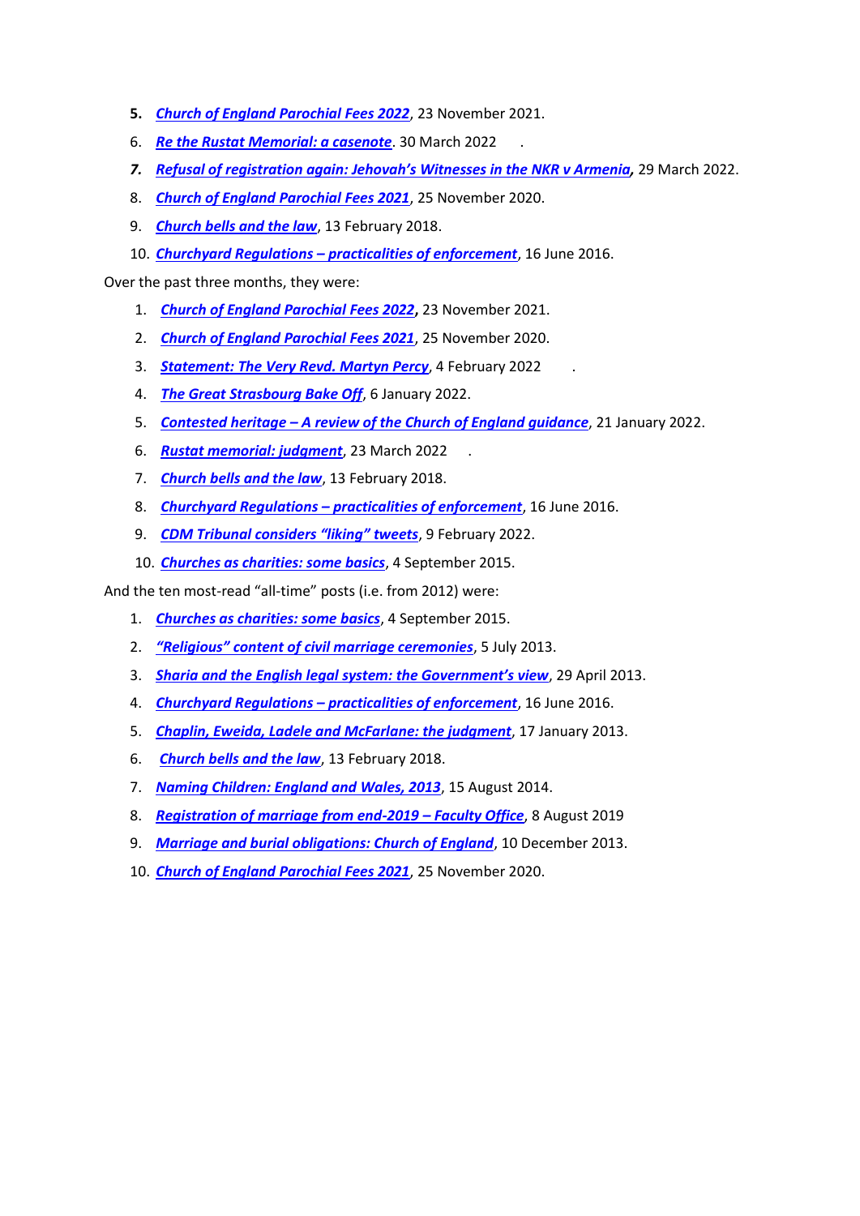5. ***Church of England Parochial Fees 2022***, 23 November 2021.
6. ***Re the Rustat Memorial: a casenote***. 30 March 2022 .
7. ***Refusal of registration again: Jehovah's Witnesses in the NKR v Armenia,*** 29 March 2022.
8. ***Church of England Parochial Fees 2021***, 25 November 2020.
9. ***Church bells and the law***, 13 February 2018.
10. ***Churchyard Regulations – practicalities of enforcement***, 16 June 2016.

Over the past three months, they were:

1. ***Church of England Parochial Fees 2022*****,** 23 November 2021.
2. ***Church of England Parochial Fees 2021***, 25 November 2020.
3. ***Statement: The Very Revd. Martyn Percy***, 4 February 2022 .
4. ***The Great Strasbourg Bake Off***, 6 January 2022.
5. ***Contested heritage – A review of the Church of England guidance***, 21 January 2022.
6. ***Rustat memorial: judgment***, 23 March 2022 .
7. ***Church bells and the law***, 13 February 2018.
8. ***Churchyard Regulations – practicalities of enforcement***, 16 June 2016.
9. ***CDM Tribunal considers "liking" tweets***, 9 February 2022.
10. ***Churches as charities: some basics***, 4 September 2015.

And the ten most-read "all-time" posts (i.e. from 2012) were:

1. ***Churches as charities: some basics***, 4 September 2015.
2. ***"Religious" content of civil marriage ceremonies***, 5 July 2013.
3. ***Sharia and the English legal system: the Government's view***, 29 April 2013.
4. ***Churchyard Regulations – practicalities of enforcement***, 16 June 2016.
5. ***Chaplin, Eweida, Ladele and McFarlane: the judgment***, 17 January 2013.
6. ***Church bells and the law***, 13 February 2018.
7. ***Naming Children: England and Wales, 2013***, 15 August 2014.
8. ***Registration of marriage from end-2019 – Faculty Office***, 8 August 2019
9. ***Marriage and burial obligations: Church of England***, 10 December 2013.
10. ***Church of England Parochial Fees 2021***, 25 November 2020.